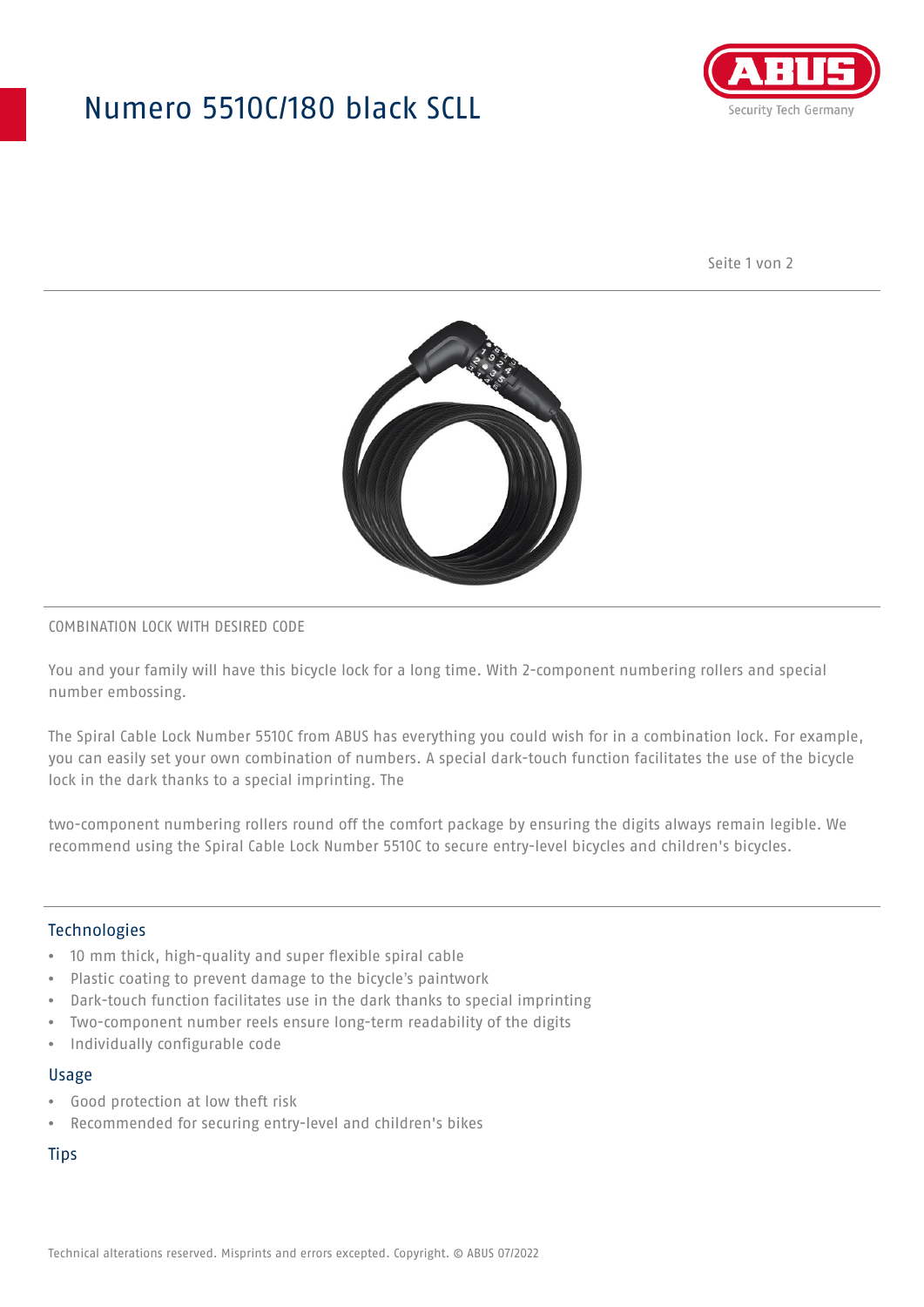# Numero 5510C/180 black SCLL

COMBINATION LOCK WITH DESIRED CODE

You and your family will have this bicycle lock for a long time. With 2-component numbering rollers and special number embossing.

The Spiral Cable Lock Number 5510C from ABUS has everything you could wish for in a combination lock. For example, you can easily set your own combination of numbers. A special dark-touch function facilitates the use of the bicycle lock in the dark thanks to a special imprinting. The

two-component numbering rollers round off the comfort package by ensuring the digits always remain legible. We recommend using the Spiral Cable Lock Number 5510C to secure entry-level bicycles and children's bicycles.

## Technologies

- 10 mm thick, high-quality and super flexible spiral cable
- Plastic coating to prevent damage to the bicycle's paintwork
- Dark-touch function facilitates use in the dark thanks to special imprinting
- Two-component number reels ensure long-term readability of the digits
- Individually configurable code

## Usage

- Good protection at low theft risk
- Recommended for securing entry-level and children's bikes

## Tips

Technical alterations reserved. Misprints and errors excepted. Copyright. © ABUS 07/2022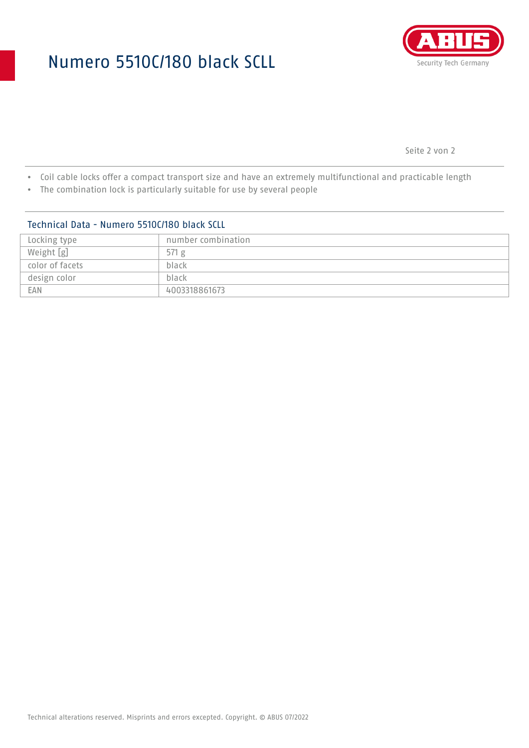# Numero 5510C/180 black SCLL

- Coil cable locks offer a compact transport size and have an extremely multifunctional and practicable length
- The combination lock is particularly suitable for use by several people

## Technical Data - Numero 5510C/180 black SCLL

| | |
|---|---|
| Locking type | number combination |
| Weight [g] | 571 g |
| color of facets | black |
| design color | black |
| EAN | 4003318861673 |

Technical alterations reserved. Misprints and errors excepted. Copyright. © ABUS 07/2022